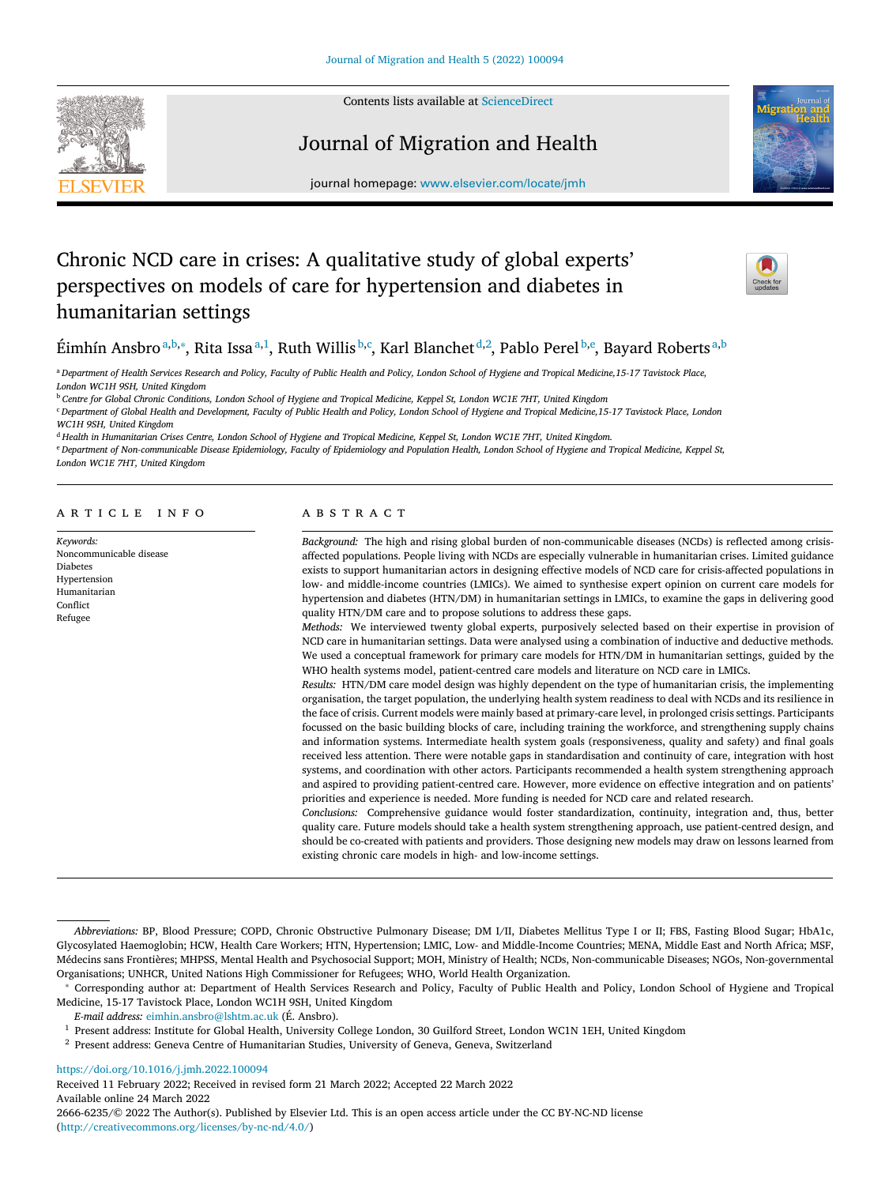# Chronic NCD care in crises: A qualitative study of global experts' perspectives on models of care for hypertension and diabetes in humanitarian settings

Éimhín Ansbro[a,b,*], Rita Issa[a,1], Ruth Willis[b,c], Karl Blanchet[d,2], Pablo Perel[b,e], Bayard Roberts[a,b]

[a] Department of Health Services Research and Policy, Faculty of Public Health and Policy, London School of Hygiene and Tropical Medicine,15-17 Tavistock Place, London WC1H 9SH, United Kingdom

[b] Centre for Global Chronic Conditions, London School of Hygiene and Tropical Medicine, Keppel St, London WC1E 7HT, United Kingdom

[c] Department of Global Health and Development, Faculty of Public Health and Policy, London School of Hygiene and Tropical Medicine,15-17 Tavistock Place, London WC1H 9SH, United Kingdom

[d] Health in Humanitarian Crises Centre, London School of Hygiene and Tropical Medicine, Keppel St, London WC1E 7HT, United Kingdom.

[e] Department of Non-communicable Disease Epidemiology, Faculty of Epidemiology and Population Health, London School of Hygiene and Tropical Medicine, Keppel St, London WC1E 7HT, United Kingdom

## ARTICLE INFO

*Keywords:*
Noncommunicable disease
Diabetes
Hypertension
Humanitarian
Conflict
Refugee

## ABSTRACT

*Background:* The high and rising global burden of non-communicable diseases (NCDs) is reflected among crisis-affected populations. People living with NCDs are especially vulnerable in humanitarian crises. Limited guidance exists to support humanitarian actors in designing effective models of NCD care for crisis-affected populations in low- and middle-income countries (LMICs). We aimed to synthesise expert opinion on current care models for hypertension and diabetes (HTN/DM) in humanitarian settings in LMICs, to examine the gaps in delivering good quality HTN/DM care and to propose solutions to address these gaps.

*Methods:* We interviewed twenty global experts, purposively selected based on their expertise in provision of NCD care in humanitarian settings. Data were analysed using a combination of inductive and deductive methods. We used a conceptual framework for primary care models for HTN/DM in humanitarian settings, guided by the WHO health systems model, patient-centred care models and literature on NCD care in LMICs.

*Results:* HTN/DM care model design was highly dependent on the type of humanitarian crisis, the implementing organisation, the target population, the underlying health system readiness to deal with NCDs and its resilience in the face of crisis. Current models were mainly based at primary-care level, in prolonged crisis settings. Participants focussed on the basic building blocks of care, including training the workforce, and strengthening supply chains and information systems. Intermediate health system goals (responsiveness, quality and safety) and final goals received less attention. There were notable gaps in standardisation and continuity of care, integration with host systems, and coordination with other actors. Participants recommended a health system strengthening approach and aspired to providing patient-centred care. However, more evidence on effective integration and on patients' priorities and experience is needed. More funding is needed for NCD care and related research.

*Conclusions:* Comprehensive guidance would foster standardization, continuity, integration and, thus, better quality care. Future models should take a health system strengthening approach, use patient-centred design, and should be co-created with patients and providers. Those designing new models may draw on lessons learned from existing chronic care models in high- and low-income settings.

---

*Abbreviations:* BP, Blood Pressure; COPD, Chronic Obstructive Pulmonary Disease; DM I/II, Diabetes Mellitus Type I or II; FBS, Fasting Blood Sugar; HbA1c, Glycosylated Haemoglobin; HCW, Health Care Workers; HTN, Hypertension; LMIC, Low- and Middle-Income Countries; MENA, Middle East and North Africa; MSF, Médecins sans Frontières; MHPSS, Mental Health and Psychosocial Support; MOH, Ministry of Health; NCDs, Non-communicable Diseases; NGOs, Non-governmental Organisations; UNHCR, United Nations High Commissioner for Refugees; WHO, World Health Organization.

* Corresponding author at: Department of Health Services Research and Policy, Faculty of Public Health and Policy, London School of Hygiene and Tropical Medicine, 15-17 Tavistock Place, London WC1H 9SH, United Kingdom

*E-mail address:* eimhin.ansbro@lshtm.ac.uk (É. Ansbro).

[1] Present address: Institute for Global Health, University College London, 30 Guilford Street, London WC1N 1EH, United Kingdom

[2] Present address: Geneva Centre of Humanitarian Studies, University of Geneva, Geneva, Switzerland

https://doi.org/10.1016/j.jmh.2022.100094

Received 11 February 2022; Received in revised form 21 March 2022; Accepted 22 March 2022

Available online 24 March 2022

2666-6235/© 2022 The Author(s). Published by Elsevier Ltd. This is an open access article under the CC BY-NC-ND license (http://creativecommons.org/licenses/by-nc-nd/4.0/)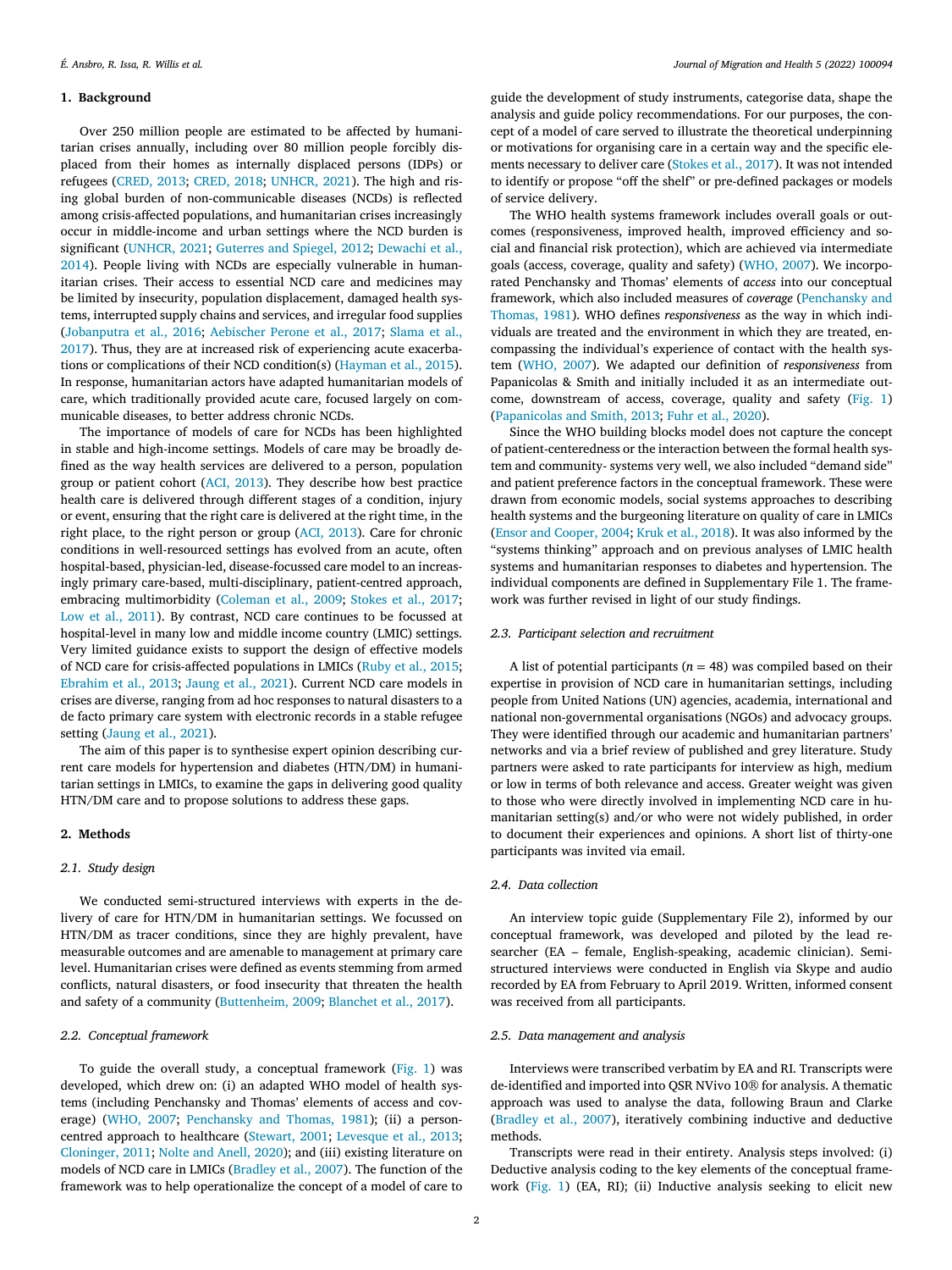## 1. Background

Over 250 million people are estimated to be affected by humanitarian crises annually, including over 80 million people forcibly displaced from their homes as internally displaced persons (IDPs) or refugees (CRED, 2013; CRED, 2018; UNHCR, 2021). The high and rising global burden of non-communicable diseases (NCDs) is reflected among crisis-affected populations, and humanitarian crises increasingly occur in middle-income and urban settings where the NCD burden is significant (UNHCR, 2021; Guterres and Spiegel, 2012; Dewachi et al., 2014). People living with NCDs are especially vulnerable in humanitarian crises. Their access to essential NCD care and medicines may be limited by insecurity, population displacement, damaged health systems, interrupted supply chains and services, and irregular food supplies (Jobanputra et al., 2016; Aebischer Perone et al., 2017; Slama et al., 2017). Thus, they are at increased risk of experiencing acute exacerbations or complications of their NCD condition(s) (Hayman et al., 2015). In response, humanitarian actors have adapted humanitarian models of care, which traditionally provided acute care, focused largely on communicable diseases, to better address chronic NCDs.

The importance of models of care for NCDs has been highlighted in stable and high-income settings. Models of care may be broadly defined as the way health services are delivered to a person, population group or patient cohort (ACI, 2013). They describe how best practice health care is delivered through different stages of a condition, injury or event, ensuring that the right care is delivered at the right time, in the right place, to the right person or group (ACI, 2013). Care for chronic conditions in well-resourced settings has evolved from an acute, often hospital-based, physician-led, disease-focussed care model to an increasingly primary care-based, multi-disciplinary, patient-centred approach, embracing multimorbidity (Coleman et al., 2009; Stokes et al., 2017; Low et al., 2011). By contrast, NCD care continues to be focussed at hospital-level in many low and middle income country (LMIC) settings. Very limited guidance exists to support the design of effective models of NCD care for crisis-affected populations in LMICs (Ruby et al., 2015; Ebrahim et al., 2013; Jaung et al., 2021). Current NCD care models in crises are diverse, ranging from ad hoc responses to natural disasters to a de facto primary care system with electronic records in a stable refugee setting (Jaung et al., 2021).

The aim of this paper is to synthesise expert opinion describing current care models for hypertension and diabetes (HTN/DM) in humanitarian settings in LMICs, to examine the gaps in delivering good quality HTN/DM care and to propose solutions to address these gaps.

## 2. Methods

### 2.1. Study design

We conducted semi-structured interviews with experts in the delivery of care for HTN/DM in humanitarian settings. We focussed on HTN/DM as tracer conditions, since they are highly prevalent, have measurable outcomes and are amenable to management at primary care level. Humanitarian crises were defined as events stemming from armed conflicts, natural disasters, or food insecurity that threaten the health and safety of a community (Buttenheim, 2009; Blanchet et al., 2017).

### 2.2. Conceptual framework

To guide the overall study, a conceptual framework (Fig. 1) was developed, which drew on: (i) an adapted WHO model of health systems (including Penchansky and Thomas' elements of access and coverage) (WHO, 2007; Penchansky and Thomas, 1981); (ii) a person-centred approach to healthcare (Stewart, 2001; Levesque et al., 2013; Cloninger, 2011; Nolte and Anell, 2020); and (iii) existing literature on models of NCD care in LMICs (Bradley et al., 2007). The function of the framework was to help operationalize the concept of a model of care to guide the development of study instruments, categorise data, shape the analysis and guide policy recommendations. For our purposes, the concept of a model of care served to illustrate the theoretical underpinning or motivations for organising care in a certain way and the specific elements necessary to deliver care (Stokes et al., 2017). It was not intended to identify or propose "off the shelf" or pre-defined packages or models of service delivery.

The WHO health systems framework includes overall goals or outcomes (responsiveness, improved health, improved efficiency and social and financial risk protection), which are achieved via intermediate goals (access, coverage, quality and safety) (WHO, 2007). We incorporated Penchansky and Thomas' elements of *access* into our conceptual framework, which also included measures of *coverage* (Penchansky and Thomas, 1981). WHO defines *responsiveness* as the way in which individuals are treated and the environment in which they are treated, encompassing the individual's experience of contact with the health system (WHO, 2007). We adapted our definition of *responsiveness* from Papanicolas & Smith and initially included it as an intermediate outcome, downstream of access, coverage, quality and safety (Fig. 1) (Papanicolas and Smith, 2013; Fuhr et al., 2020).

Since the WHO building blocks model does not capture the concept of patient-centeredness or the interaction between the formal health system and community- systems very well, we also included "demand side" and patient preference factors in the conceptual framework. These were drawn from economic models, social systems approaches to describing health systems and the burgeoning literature on quality of care in LMICs (Ensor and Cooper, 2004; Kruk et al., 2018). It was also informed by the "systems thinking" approach and on previous analyses of LMIC health systems and humanitarian responses to diabetes and hypertension. The individual components are defined in Supplementary File 1. The framework was further revised in light of our study findings.

### 2.3. Participant selection and recruitment

A list of potential participants ($n = 48$) was compiled based on their expertise in provision of NCD care in humanitarian settings, including people from United Nations (UN) agencies, academia, international and national non-governmental organisations (NGOs) and advocacy groups. They were identified through our academic and humanitarian partners' networks and via a brief review of published and grey literature. Study partners were asked to rate participants for interview as high, medium or low in terms of both relevance and access. Greater weight was given to those who were directly involved in implementing NCD care in humanitarian setting(s) and/or who were not widely published, in order to document their experiences and opinions. A short list of thirty-one participants was invited via email.

### 2.4. Data collection

An interview topic guide (Supplementary File 2), informed by our conceptual framework, was developed and piloted by the lead researcher (EA – female, English-speaking, academic clinician). Semi-structured interviews were conducted in English via Skype and audio recorded by EA from February to April 2019. Written, informed consent was received from all participants.

### 2.5. Data management and analysis

Interviews were transcribed verbatim by EA and RI. Transcripts were de-identified and imported into QSR NVivo 10® for analysis. A thematic approach was used to analyse the data, following Braun and Clarke (Bradley et al., 2007), iteratively combining inductive and deductive methods.

Transcripts were read in their entirety. Analysis steps involved: (i) Deductive analysis coding to the key elements of the conceptual framework (Fig. 1) (EA, RI); (ii) Inductive analysis seeking to elicit new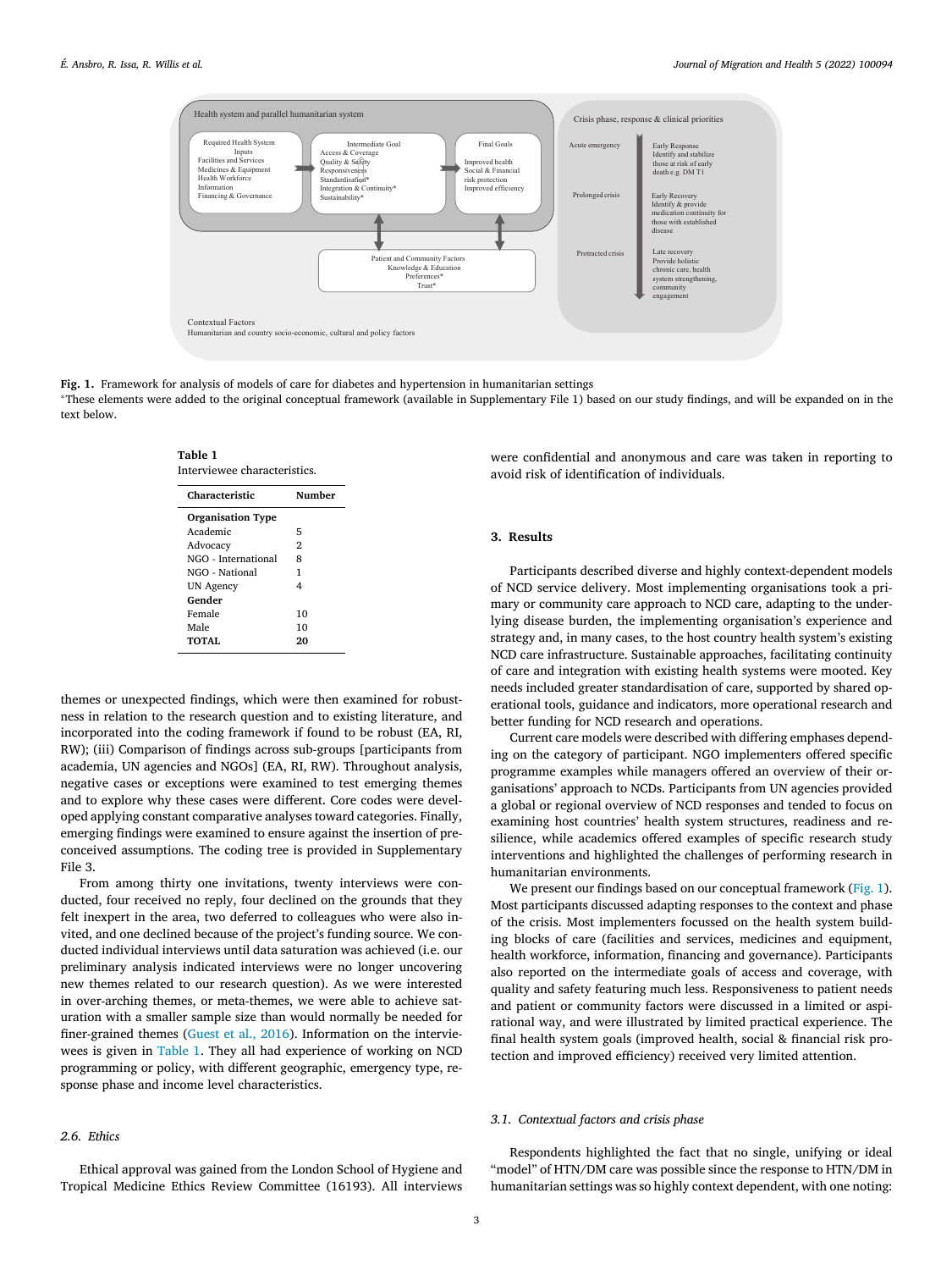Health system and parallel humanitarian system

Required Health System Inputs
Facilities and Services
Medicines & Equipment
Health Workforce
Information
Financing & Governance

Intermediate Goal
Access & Coverage
Quality & Safety
Responsiveness
Standardisation*
Integration & Continuity*
Sustainability*

Final Goals
Improved health
Social & Financial risk protection
Improved efficiency

Patient and Community Factors
Knowledge & Education
Preferences*
Trust*

Crisis phase, response & clinical priorities

Acute emergency — Early Response: Identify and stabilize those at risk of early death e.g. DM T1

Prolonged crisis — Early Recovery: Identify & provide medication continuity for those with established disease

Protracted crisis — Late recovery: Provide holistic chronic care, health system strengthening, community engagement

Contextual Factors
Humanitarian and country socio-economic, cultural and policy factors

**Fig. 1.** Framework for analysis of models of care for diabetes and hypertension in humanitarian settings
*These elements were added to the original conceptual framework (available in Supplementary File 1) based on our study findings, and will be expanded on in the text below.

**Table 1**
Interviewee characteristics.

| Characteristic | Number |
|---|---|
| **Organisation Type** | |
| Academic | 5 |
| Advocacy | 2 |
| NGO - International | 8 |
| NGO - National | 1 |
| UN Agency | 4 |
| **Gender** | |
| Female | 10 |
| Male | 10 |
| **TOTAL** | **20** |

themes or unexpected findings, which were then examined for robustness in relation to the research question and to existing literature, and incorporated into the coding framework if found to be robust (EA, RI, RW); (iii) Comparison of findings across sub-groups [participants from academia, UN agencies and NGOs] (EA, RI, RW). Throughout analysis, negative cases or exceptions were examined to test emerging themes and to explore why these cases were different. Core codes were developed applying constant comparative analyses toward categories. Finally, emerging findings were examined to ensure against the insertion of preconceived assumptions. The coding tree is provided in Supplementary File 3.

From among thirty one invitations, twenty interviews were conducted, four received no reply, four declined on the grounds that they felt inexpert in the area, two deferred to colleagues who were also invited, and one declined because of the project's funding source. We conducted individual interviews until data saturation was achieved (i.e. our preliminary analysis indicated interviews were no longer uncovering new themes related to our research question). As we were interested in over-arching themes, or meta-themes, we were able to achieve saturation with a smaller sample size than would normally be needed for finer-grained themes (Guest et al., 2016). Information on the interviewees is given in Table 1. They all had experience of working on NCD programming or policy, with different geographic, emergency type, response phase and income level characteristics.

### 2.6. Ethics

Ethical approval was gained from the London School of Hygiene and Tropical Medicine Ethics Review Committee (16193). All interviews were confidential and anonymous and care was taken in reporting to avoid risk of identification of individuals.

## 3. Results

Participants described diverse and highly context-dependent models of NCD service delivery. Most implementing organisations took a primary or community care approach to NCD care, adapting to the underlying disease burden, the implementing organisation's experience and strategy and, in many cases, to the host country health system's existing NCD care infrastructure. Sustainable approaches, facilitating continuity of care and integration with existing health systems were mooted. Key needs included greater standardisation of care, supported by shared operational tools, guidance and indicators, more operational research and better funding for NCD research and operations.

Current care models were described with differing emphases depending on the category of participant. NGO implementers offered specific programme examples while managers offered an overview of their organisations' approach to NCDs. Participants from UN agencies provided a global or regional overview of NCD responses and tended to focus on examining host countries' health system structures, readiness and resilience, while academics offered examples of specific research study interventions and highlighted the challenges of performing research in humanitarian environments.

We present our findings based on our conceptual framework (Fig. 1). Most participants discussed adapting responses to the context and phase of the crisis. Most implementers focussed on the health system building blocks of care (facilities and services, medicines and equipment, health workforce, information, financing and governance). Participants also reported on the intermediate goals of access and coverage, with quality and safety featuring much less. Responsiveness to patient needs and patient or community factors were discussed in a limited or aspirational way, and were illustrated by limited practical experience. The final health system goals (improved health, social & financial risk protection and improved efficiency) received very limited attention.

### 3.1. Contextual factors and crisis phase

Respondents highlighted the fact that no single, unifying or ideal "model" of HTN/DM care was possible since the response to HTN/DM in humanitarian settings was so highly context dependent, with one noting: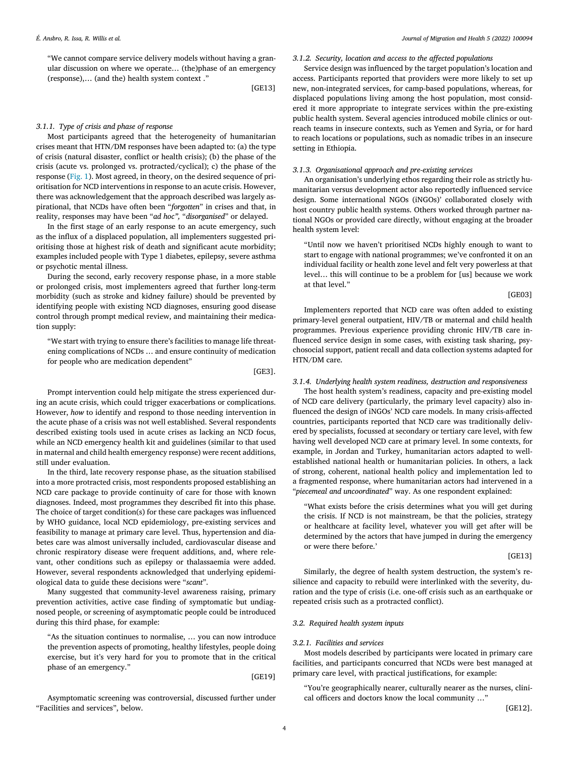"We cannot compare service delivery models without having a granular discussion on where we operate… (the)phase of an emergency (response),… (and the) health system context ."

[GE13]

#### 3.1.1. Type of crisis and phase of response

Most participants agreed that the heterogeneity of humanitarian crises meant that HTN/DM responses have been adapted to: (a) the type of crisis (natural disaster, conflict or health crisis); (b) the phase of the crisis (acute vs. prolonged vs. protracted/cyclical); c) the phase of the response (Fig. 1). Most agreed, in theory, on the desired sequence of prioritisation for NCD interventions in response to an acute crisis. However, there was acknowledgement that the approach described was largely aspirational, that NCDs have often been "*forgotten*" in crises and that, in reality, responses may have been "*ad hoc",* "*disorganised*" or delayed.

In the first stage of an early response to an acute emergency, such as the influx of a displaced population, all implementers suggested prioritising those at highest risk of death and significant acute morbidity; examples included people with Type 1 diabetes, epilepsy, severe asthma or psychotic mental illness.

During the second, early recovery response phase, in a more stable or prolonged crisis, most implementers agreed that further long-term morbidity (such as stroke and kidney failure) should be prevented by identifying people with existing NCD diagnoses, ensuring good disease control through prompt medical review, and maintaining their medication supply:

"We start with trying to ensure there's facilities to manage life threatening complications of NCDs … and ensure continuity of medication for people who are medication dependent"

[GE3].

Prompt intervention could help mitigate the stress experienced during an acute crisis, which could trigger exacerbations or complications. However, *how* to identify and respond to those needing intervention in the acute phase of a crisis was not well established. Several respondents described existing tools used in acute crises as lacking an NCD focus, while an NCD emergency health kit and guidelines (similar to that used in maternal and child health emergency response) were recent additions, still under evaluation.

In the third, late recovery response phase, as the situation stabilised into a more protracted crisis, most respondents proposed establishing an NCD care package to provide continuity of care for those with known diagnoses. Indeed, most programmes they described fit into this phase. The choice of target condition(s) for these care packages was influenced by WHO guidance, local NCD epidemiology, pre-existing services and feasibility to manage at primary care level. Thus, hypertension and diabetes care was almost universally included, cardiovascular disease and chronic respiratory disease were frequent additions, and, where relevant, other conditions such as epilepsy or thalassaemia were added. However, several respondents acknowledged that underlying epidemiological data to guide these decisions were "*scant*".

Many suggested that community-level awareness raising, primary prevention activities, active case finding of symptomatic but undiagnosed people, or screening of asymptomatic people could be introduced during this third phase, for example:

"As the situation continues to normalise, … you can now introduce the prevention aspects of promoting, healthy lifestyles, people doing exercise, but it's very hard for you to promote that in the critical phase of an emergency."

[GE19]

Asymptomatic screening was controversial, discussed further under "Facilities and services", below.

#### 3.1.2. Security, location and access to the affected populations

Service design was influenced by the target population's location and access. Participants reported that providers were more likely to set up new, non-integrated services, for camp-based populations, whereas, for displaced populations living among the host population, most considered it more appropriate to integrate services within the pre-existing public health system. Several agencies introduced mobile clinics or outreach teams in insecure contexts, such as Yemen and Syria, or for hard to reach locations or populations, such as nomadic tribes in an insecure setting in Ethiopia.

#### 3.1.3. Organisational approach and pre-existing services

An organisation's underlying ethos regarding their role as strictly humanitarian versus development actor also reportedly influenced service design. Some international NGOs (iNGOs)' collaborated closely with host country public health systems. Others worked through partner national NGOs or provided care directly, without engaging at the broader health system level:

"Until now we haven't prioritised NCDs highly enough to want to start to engage with national programmes; we've confronted it on an individual facility or health zone level and felt very powerless at that level… this will continue to be a problem for [us] because we work at that level."

[GE03]

Implementers reported that NCD care was often added to existing primary-level general outpatient, HIV/TB or maternal and child health programmes. Previous experience providing chronic HIV/TB care influenced service design in some cases, with existing task sharing, psychosocial support, patient recall and data collection systems adapted for HTN/DM care.

#### 3.1.4. Underlying health system readiness, destruction and responsiveness

The host health system's readiness, capacity and pre-existing model of NCD care delivery (particularly, the primary level capacity) also influenced the design of iNGOs' NCD care models. In many crisis-affected countries, participants reported that NCD care was traditionally delivered by specialists, focussed at secondary or tertiary care level, with few having well developed NCD care at primary level. In some contexts, for example, in Jordan and Turkey, humanitarian actors adapted to well-established national health or humanitarian policies. In others, a lack of strong, coherent, national health policy and implementation led to a fragmented response, where humanitarian actors had intervened in a "*piecemeal and uncoordinated*" way. As one respondent explained:

"What exists before the crisis determines what you will get during the crisis. If NCD is not mainstream, be that the policies, strategy or healthcare at facility level, whatever you will get after will be determined by the actors that have jumped in during the emergency or were there before.'

[GE13]

Similarly, the degree of health system destruction, the system's resilience and capacity to rebuild were interlinked with the severity, duration and the type of crisis (i.e. one-off crisis such as an earthquake or repeated crisis such as a protracted conflict).

### 3.2. Required health system inputs

#### 3.2.1. Facilities and services

Most models described by participants were located in primary care facilities, and participants concurred that NCDs were best managed at primary care level, with practical justifications, for example:

"You're geographically nearer, culturally nearer as the nurses, clinical officers and doctors know the local community …"

[GE12].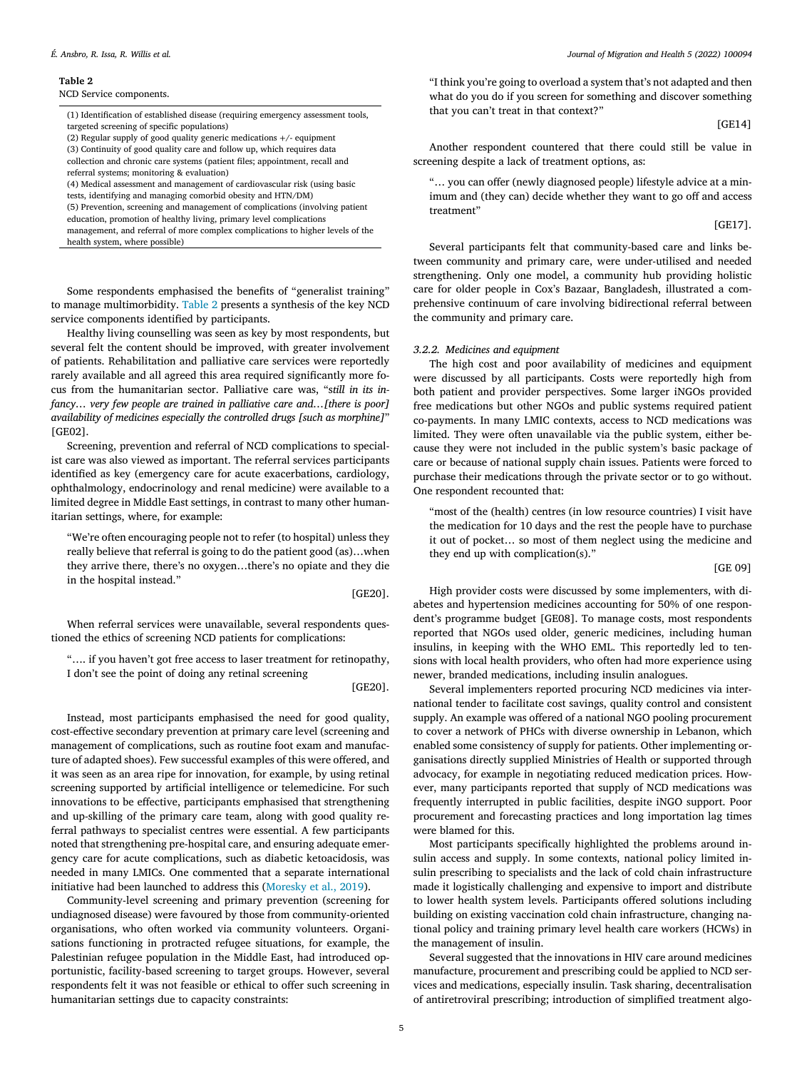**Table 2**
NCD Service components.

| |
|---|
| (1) Identification of established disease (requiring emergency assessment tools, targeted screening of specific populations) |
| (2) Regular supply of good quality generic medications +/- equipment |
| (3) Continuity of good quality care and follow up, which requires data collection and chronic care systems (patient files; appointment, recall and referral systems; monitoring & evaluation) |
| (4) Medical assessment and management of cardiovascular risk (using basic tests, identifying and managing comorbid obesity and HTN/DM) |
| (5) Prevention, screening and management of complications (involving patient education, promotion of healthy living, primary level complications management, and referral of more complex complications to higher levels of the health system, where possible) |

Some respondents emphasised the benefits of "generalist training" to manage multimorbidity. Table 2 presents a synthesis of the key NCD service components identified by participants.

Healthy living counselling was seen as key by most respondents, but several felt the content should be improved, with greater involvement of patients. Rehabilitation and palliative care services were reportedly rarely available and all agreed this area required significantly more focus from the humanitarian sector. Palliative care was, "*still in its infancy… very few people are trained in palliative care and…[there is poor] availability of medicines especially the controlled drugs [such as morphine]*" [GE02].

Screening, prevention and referral of NCD complications to specialist care was also viewed as important. The referral services participants identified as key (emergency care for acute exacerbations, cardiology, ophthalmology, endocrinology and renal medicine) were available to a limited degree in Middle East settings, in contrast to many other humanitarian settings, where, for example:

> "We're often encouraging people not to refer (to hospital) unless they really believe that referral is going to do the patient good (as)…when they arrive there, there's no oxygen…there's no opiate and they die in the hospital instead."
>
> [GE20].

When referral services were unavailable, several respondents questioned the ethics of screening NCD patients for complications:

> "…. if you haven't got free access to laser treatment for retinopathy, I don't see the point of doing any retinal screening
>
> [GE20].

Instead, most participants emphasised the need for good quality, cost-effective secondary prevention at primary care level (screening and management of complications, such as routine foot exam and manufacture of adapted shoes). Few successful examples of this were offered, and it was seen as an area ripe for innovation, for example, by using retinal screening supported by artificial intelligence or telemedicine. For such innovations to be effective, participants emphasised that strengthening and up-skilling of the primary care team, along with good quality referral pathways to specialist centres were essential. A few participants noted that strengthening pre-hospital care, and ensuring adequate emergency care for acute complications, such as diabetic ketoacidosis, was needed in many LMICs. One commented that a separate international initiative had been launched to address this (Moresky et al., 2019).

Community-level screening and primary prevention (screening for undiagnosed disease) were favoured by those from community-oriented organisations, who often worked via community volunteers. Organisations functioning in protracted refugee situations, for example, the Palestinian refugee population in the Middle East, had introduced opportunistic, facility-based screening to target groups. However, several respondents felt it was not feasible or ethical to offer such screening in humanitarian settings due to capacity constraints:

> "I think you're going to overload a system that's not adapted and then what do you do if you screen for something and discover something that you can't treat in that context?"
>
> [GE14]

Another respondent countered that there could still be value in screening despite a lack of treatment options, as:

> "… you can offer (newly diagnosed people) lifestyle advice at a minimum and (they can) decide whether they want to go off and access treatment"
>
> [GE17].

Several participants felt that community-based care and links between community and primary care, were under-utilised and needed strengthening. Only one model, a community hub providing holistic care for older people in Cox's Bazaar, Bangladesh, illustrated a comprehensive continuum of care involving bidirectional referral between the community and primary care.

#### 3.2.2. Medicines and equipment

The high cost and poor availability of medicines and equipment were discussed by all participants. Costs were reportedly high from both patient and provider perspectives. Some larger iNGOs provided free medications but other NGOs and public systems required patient co-payments. In many LMIC contexts, access to NCD medications was limited. They were often unavailable via the public system, either because they were not included in the public system's basic package of care or because of national supply chain issues. Patients were forced to purchase their medications through the private sector or to go without. One respondent recounted that:

> "most of the (health) centres (in low resource countries) I visit have the medication for 10 days and the rest the people have to purchase it out of pocket… so most of them neglect using the medicine and they end up with complication(s)."
>
> [GE 09]

High provider costs were discussed by some implementers, with diabetes and hypertension medicines accounting for 50% of one respondent's programme budget [GE08]. To manage costs, most respondents reported that NGOs used older, generic medicines, including human insulins, in keeping with the WHO EML. This reportedly led to tensions with local health providers, who often had more experience using newer, branded medications, including insulin analogues.

Several implementers reported procuring NCD medicines via international tender to facilitate cost savings, quality control and consistent supply. An example was offered of a national NGO pooling procurement to cover a network of PHCs with diverse ownership in Lebanon, which enabled some consistency of supply for patients. Other implementing organisations directly supplied Ministries of Health or supported through advocacy, for example in negotiating reduced medication prices. However, many participants reported that supply of NCD medications was frequently interrupted in public facilities, despite iNGO support. Poor procurement and forecasting practices and long importation lag times were blamed for this.

Most participants specifically highlighted the problems around insulin access and supply. In some contexts, national policy limited insulin prescribing to specialists and the lack of cold chain infrastructure made it logistically challenging and expensive to import and distribute to lower health system levels. Participants offered solutions including building on existing vaccination cold chain infrastructure, changing national policy and training primary level health care workers (HCWs) in the management of insulin.

Several suggested that the innovations in HIV care around medicines manufacture, procurement and prescribing could be applied to NCD services and medications, especially insulin. Task sharing, decentralisation of antiretroviral prescribing; introduction of simplified treatment algo-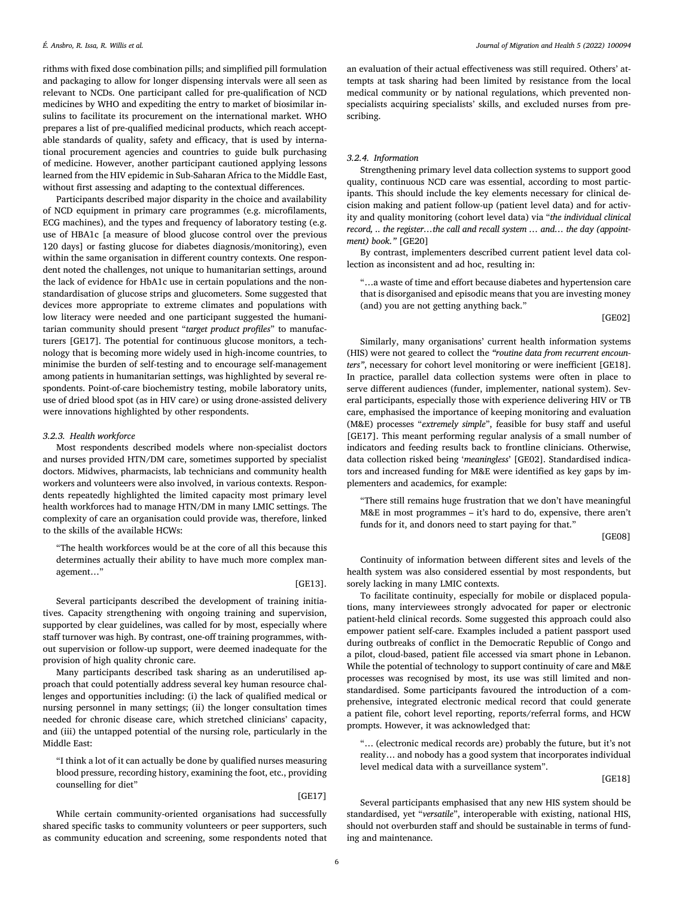rithms with fixed dose combination pills; and simplified pill formulation and packaging to allow for longer dispensing intervals were all seen as relevant to NCDs. One participant called for pre-qualification of NCD medicines by WHO and expediting the entry to market of biosimilar insulins to facilitate its procurement on the international market. WHO prepares a list of pre-qualified medicinal products, which reach acceptable standards of quality, safety and efficacy, that is used by international procurement agencies and countries to guide bulk purchasing of medicine. However, another participant cautioned applying lessons learned from the HIV epidemic in Sub-Saharan Africa to the Middle East, without first assessing and adapting to the contextual differences.

Participants described major disparity in the choice and availability of NCD equipment in primary care programmes (e.g. microfilaments, ECG machines), and the types and frequency of laboratory testing (e.g. use of HBA1c [a measure of blood glucose control over the previous 120 days] or fasting glucose for diabetes diagnosis/monitoring), even within the same organisation in different country contexts. One respondent noted the challenges, not unique to humanitarian settings, around the lack of evidence for HbA1c use in certain populations and the non-standardisation of glucose strips and glucometers. Some suggested that devices more appropriate to extreme climates and populations with low literacy were needed and one participant suggested the humanitarian community should present "*target product profiles*" to manufacturers [GE17]. The potential for continuous glucose monitors, a technology that is becoming more widely used in high-income countries, to minimise the burden of self-testing and to encourage self-management among patients in humanitarian settings, was highlighted by several respondents. Point-of-care biochemistry testing, mobile laboratory units, use of dried blood spot (as in HIV care) or using drone-assisted delivery were innovations highlighted by other respondents.

#### 3.2.3. Health workforce

Most respondents described models where non-specialist doctors and nurses provided HTN/DM care, sometimes supported by specialist doctors. Midwives, pharmacists, lab technicians and community health workers and volunteers were also involved, in various contexts. Respondents repeatedly highlighted the limited capacity most primary level health workforces had to manage HTN/DM in many LMIC settings. The complexity of care an organisation could provide was, therefore, linked to the skills of the available HCWs:

> "The health workforces would be at the core of all this because this determines actually their ability to have much more complex management…"
>
> [GE13].

Several participants described the development of training initiatives. Capacity strengthening with ongoing training and supervision, supported by clear guidelines, was called for by most, especially where staff turnover was high. By contrast, one-off training programmes, without supervision or follow-up support, were deemed inadequate for the provision of high quality chronic care.

Many participants described task sharing as an underutilised approach that could potentially address several key human resource challenges and opportunities including: (i) the lack of qualified medical or nursing personnel in many settings; (ii) the longer consultation times needed for chronic disease care, which stretched clinicians' capacity, and (iii) the untapped potential of the nursing role, particularly in the Middle East:

> "I think a lot of it can actually be done by qualified nurses measuring blood pressure, recording history, examining the foot, etc., providing counselling for diet"
>
> [GE17]

While certain community-oriented organisations had successfully shared specific tasks to community volunteers or peer supporters, such as community education and screening, some respondents noted that an evaluation of their actual effectiveness was still required. Others' attempts at task sharing had been limited by resistance from the local medical community or by national regulations, which prevented non-specialists acquiring specialists' skills, and excluded nurses from prescribing.

#### 3.2.4. Information

Strengthening primary level data collection systems to support good quality, continuous NCD care was essential, according to most participants. This should include the key elements necessary for clinical decision making and patient follow-up (patient level data) and for activity and quality monitoring (cohort level data) via "*the individual clinical record, .. the register…the call and recall system … and… the day (appointment) book.*" [GE20]

By contrast, implementers described current patient level data collection as inconsistent and ad hoc, resulting in:

> "…a waste of time and effort because diabetes and hypertension care that is disorganised and episodic means that you are investing money (and) you are not getting anything back."
>
> [GE02]

Similarly, many organisations' current health information systems (HIS) were not geared to collect the *"routine data from recurrent encounters"*, necessary for cohort level monitoring or were inefficient [GE18]. In practice, parallel data collection systems were often in place to serve different audiences (funder, implementer, national system). Several participants, especially those with experience delivering HIV or TB care, emphasised the importance of keeping monitoring and evaluation (M&E) processes "*extremely simple*", feasible for busy staff and useful [GE17]. This meant performing regular analysis of a small number of indicators and feeding results back to frontline clinicians. Otherwise, data collection risked being '*meaningless*' [GE02]. Standardised indicators and increased funding for M&E were identified as key gaps by implementers and academics, for example:

> "There still remains huge frustration that we don't have meaningful M&E in most programmes – it's hard to do, expensive, there aren't funds for it, and donors need to start paying for that."
>
> [GE08]

Continuity of information between different sites and levels of the health system was also considered essential by most respondents, but sorely lacking in many LMIC contexts.

To facilitate continuity, especially for mobile or displaced populations, many interviewees strongly advocated for paper or electronic patient-held clinical records. Some suggested this approach could also empower patient self-care. Examples included a patient passport used during outbreaks of conflict in the Democratic Republic of Congo and a pilot, cloud-based, patient file accessed via smart phone in Lebanon. While the potential of technology to support continuity of care and M&E processes was recognised by most, its use was still limited and non-standardised. Some participants favoured the introduction of a comprehensive, integrated electronic medical record that could generate a patient file, cohort level reporting, reports/referral forms, and HCW prompts. However, it was acknowledged that:

> "… (electronic medical records are) probably the future, but it's not reality… and nobody has a good system that incorporates individual level medical data with a surveillance system".
>
> [GE18]

Several participants emphasised that any new HIS system should be standardised, yet "*versatile*", interoperable with existing, national HIS, should not overburden staff and should be sustainable in terms of funding and maintenance.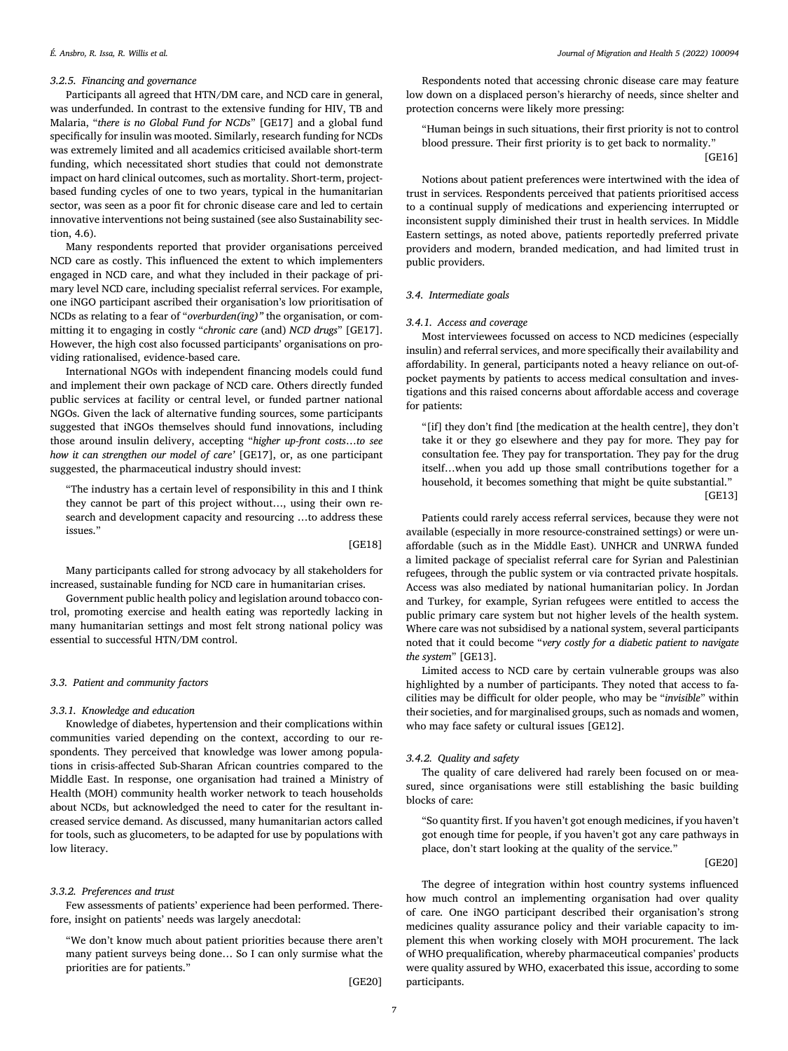#### 3.2.5. Financing and governance

Participants all agreed that HTN/DM care, and NCD care in general, was underfunded. In contrast to the extensive funding for HIV, TB and Malaria, "*there is no Global Fund for NCDs*" [GE17] and a global fund specifically for insulin was mooted. Similarly, research funding for NCDs was extremely limited and all academics criticised available short-term funding, which necessitated short studies that could not demonstrate impact on hard clinical outcomes, such as mortality. Short-term, project-based funding cycles of one to two years, typical in the humanitarian sector, was seen as a poor fit for chronic disease care and led to certain innovative interventions not being sustained (see also Sustainability section, 4.6).

Many respondents reported that provider organisations perceived NCD care as costly. This influenced the extent to which implementers engaged in NCD care, and what they included in their package of primary level NCD care, including specialist referral services. For example, one iNGO participant ascribed their organisation's low prioritisation of NCDs as relating to a fear of "*overburden(ing)"* the organisation, or committing it to engaging in costly "*chronic care* (and) *NCD drugs*" [GE17]. However, the high cost also focussed participants' organisations on providing rationalised, evidence-based care.

International NGOs with independent financing models could fund and implement their own package of NCD care. Others directly funded public services at facility or central level, or funded partner national NGOs. Given the lack of alternative funding sources, some participants suggested that iNGOs themselves should fund innovations, including those around insulin delivery, accepting "*higher up-front costs…to see how it can strengthen our model of care'* [GE17], or, as one participant suggested, the pharmaceutical industry should invest:

> "The industry has a certain level of responsibility in this and I think they cannot be part of this project without…, using their own research and development capacity and resourcing …to address these issues."
>
> [GE18]

Many participants called for strong advocacy by all stakeholders for increased, sustainable funding for NCD care in humanitarian crises.

Government public health policy and legislation around tobacco control, promoting exercise and health eating was reportedly lacking in many humanitarian settings and most felt strong national policy was essential to successful HTN/DM control.

### 3.3. Patient and community factors

#### 3.3.1. Knowledge and education

Knowledge of diabetes, hypertension and their complications within communities varied depending on the context, according to our respondents. They perceived that knowledge was lower among populations in crisis-affected Sub-Sharan African countries compared to the Middle East. In response, one organisation had trained a Ministry of Health (MOH) community health worker network to teach households about NCDs, but acknowledged the need to cater for the resultant increased service demand. As discussed, many humanitarian actors called for tools, such as glucometers, to be adapted for use by populations with low literacy.

#### 3.3.2. Preferences and trust

Few assessments of patients' experience had been performed. Therefore, insight on patients' needs was largely anecdotal:

> "We don't know much about patient priorities because there aren't many patient surveys being done… So I can only surmise what the priorities are for patients."
>
> [GE20]

Respondents noted that accessing chronic disease care may feature low down on a displaced person's hierarchy of needs, since shelter and protection concerns were likely more pressing:

> "Human beings in such situations, their first priority is not to control blood pressure. Their first priority is to get back to normality."
>
> [GE16]

Notions about patient preferences were intertwined with the idea of trust in services. Respondents perceived that patients prioritised access to a continual supply of medications and experiencing interrupted or inconsistent supply diminished their trust in health services. In Middle Eastern settings, as noted above, patients reportedly preferred private providers and modern, branded medication, and had limited trust in public providers.

### 3.4. Intermediate goals

#### 3.4.1. Access and coverage

Most interviewees focussed on access to NCD medicines (especially insulin) and referral services, and more specifically their availability and affordability. In general, participants noted a heavy reliance on out-of-pocket payments by patients to access medical consultation and investigations and this raised concerns about affordable access and coverage for patients:

> "[if] they don't find [the medication at the health centre], they don't take it or they go elsewhere and they pay for more. They pay for consultation fee. They pay for transportation. They pay for the drug itself…when you add up those small contributions together for a household, it becomes something that might be quite substantial."
>
> [GE13]

Patients could rarely access referral services, because they were not available (especially in more resource-constrained settings) or were unaffordable (such as in the Middle East). UNHCR and UNRWA funded a limited package of specialist referral care for Syrian and Palestinian refugees, through the public system or via contracted private hospitals. Access was also mediated by national humanitarian policy. In Jordan and Turkey, for example, Syrian refugees were entitled to access the public primary care system but not higher levels of the health system. Where care was not subsidised by a national system, several participants noted that it could become "*very costly for a diabetic patient to navigate the system*" [GE13].

Limited access to NCD care by certain vulnerable groups was also highlighted by a number of participants. They noted that access to facilities may be difficult for older people, who may be "*invisible*" within their societies, and for marginalised groups, such as nomads and women, who may face safety or cultural issues [GE12].

#### 3.4.2. Quality and safety

The quality of care delivered had rarely been focused on or measured, since organisations were still establishing the basic building blocks of care:

> "So quantity first. If you haven't got enough medicines, if you haven't got enough time for people, if you haven't got any care pathways in place, don't start looking at the quality of the service."
>
> [GE20]

The degree of integration within host country systems influenced how much control an implementing organisation had over quality of care. One iNGO participant described their organisation's strong medicines quality assurance policy and their variable capacity to implement this when working closely with MOH procurement. The lack of WHO prequalification, whereby pharmaceutical companies' products were quality assured by WHO, exacerbated this issue, according to some participants.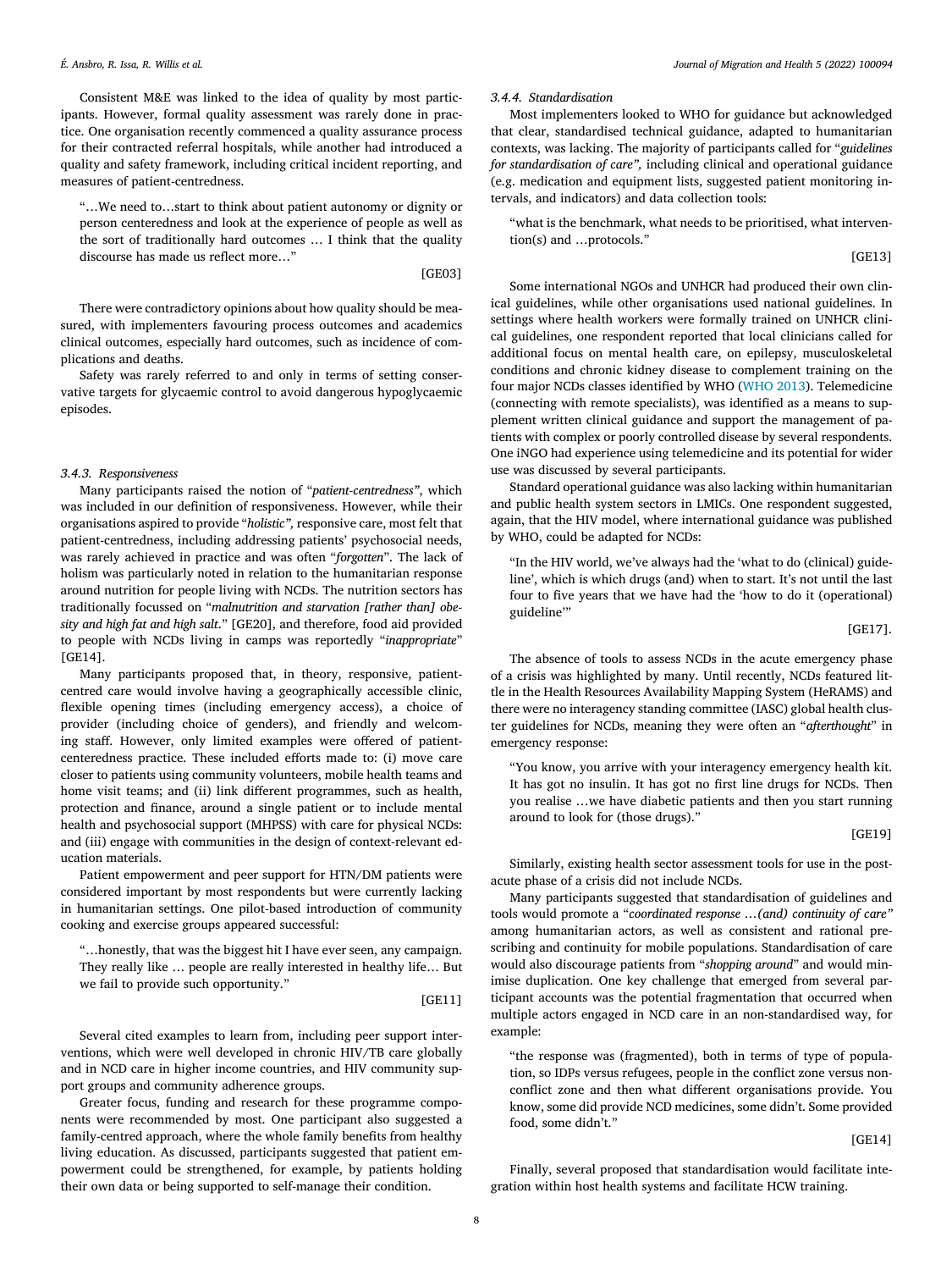Consistent M&E was linked to the idea of quality by most participants. However, formal quality assessment was rarely done in practice. One organisation recently commenced a quality assurance process for their contracted referral hospitals, while another had introduced a quality and safety framework, including critical incident reporting, and measures of patient-centredness.

> "…We need to…start to think about patient autonomy or dignity or person centeredness and look at the experience of people as well as the sort of traditionally hard outcomes … I think that the quality discourse has made us reflect more…"
>
> [GE03]

There were contradictory opinions about how quality should be measured, with implementers favouring process outcomes and academics clinical outcomes, especially hard outcomes, such as incidence of complications and deaths.

Safety was rarely referred to and only in terms of setting conservative targets for glycaemic control to avoid dangerous hypoglycaemic episodes.

### 3.4.3. Responsiveness

Many participants raised the notion of "*patient-centredness"*, which was included in our definition of responsiveness. However, while their organisations aspired to provide "*holistic",* responsive care, most felt that patient-centredness, including addressing patients' psychosocial needs, was rarely achieved in practice and was often "*forgotten*". The lack of holism was particularly noted in relation to the humanitarian response around nutrition for people living with NCDs. The nutrition sectors has traditionally focussed on "*malnutrition and starvation [rather than] obesity and high fat and high salt*." [GE20], and therefore, food aid provided to people with NCDs living in camps was reportedly "*inappropriate*" [GE14].

Many participants proposed that, in theory, responsive, patient-centred care would involve having a geographically accessible clinic, flexible opening times (including emergency access), a choice of provider (including choice of genders), and friendly and welcoming staff. However, only limited examples were offered of patient-centeredness practice. These included efforts made to: (i) move care closer to patients using community volunteers, mobile health teams and home visit teams; and (ii) link different programmes, such as health, protection and finance, around a single patient or to include mental health and psychosocial support (MHPSS) with care for physical NCDs: and (iii) engage with communities in the design of context-relevant education materials.

Patient empowerment and peer support for HTN/DM patients were considered important by most respondents but were currently lacking in humanitarian settings. One pilot-based introduction of community cooking and exercise groups appeared successful:

> "…honestly, that was the biggest hit I have ever seen, any campaign. They really like … people are really interested in healthy life… But we fail to provide such opportunity."
>
> [GE11]

Several cited examples to learn from, including peer support interventions, which were well developed in chronic HIV/TB care globally and in NCD care in higher income countries, and HIV community support groups and community adherence groups.

Greater focus, funding and research for these programme components were recommended by most. One participant also suggested a family-centred approach, where the whole family benefits from healthy living education. As discussed, participants suggested that patient empowerment could be strengthened, for example, by patients holding their own data or being supported to self-manage their condition.

### 3.4.4. Standardisation

Most implementers looked to WHO for guidance but acknowledged that clear, standardised technical guidance, adapted to humanitarian contexts, was lacking. The majority of participants called for "*guidelines for standardisation of care",* including clinical and operational guidance (e.g. medication and equipment lists, suggested patient monitoring intervals, and indicators) and data collection tools:

> "what is the benchmark, what needs to be prioritised, what intervention(s) and …protocols."
>
> [GE13]

Some international NGOs and UNHCR had produced their own clinical guidelines, while other organisations used national guidelines. In settings where health workers were formally trained on UNHCR clinical guidelines, one respondent reported that local clinicians called for additional focus on mental health care, on epilepsy, musculoskeletal conditions and chronic kidney disease to complement training on the four major NCDs classes identified by WHO (WHO 2013). Telemedicine (connecting with remote specialists), was identified as a means to supplement written clinical guidance and support the management of patients with complex or poorly controlled disease by several respondents. One iNGO had experience using telemedicine and its potential for wider use was discussed by several participants.

Standard operational guidance was also lacking within humanitarian and public health system sectors in LMICs. One respondent suggested, again, that the HIV model, where international guidance was published by WHO, could be adapted for NCDs:

> "In the HIV world, we've always had the 'what to do (clinical) guideline', which is which drugs (and) when to start. It's not until the last four to five years that we have had the 'how to do it (operational) guideline'"
>
> [GE17].

The absence of tools to assess NCDs in the acute emergency phase of a crisis was highlighted by many. Until recently, NCDs featured little in the Health Resources Availability Mapping System (HeRAMS) and there were no interagency standing committee (IASC) global health cluster guidelines for NCDs, meaning they were often an "*afterthought*" in emergency response:

> "You know, you arrive with your interagency emergency health kit. It has got no insulin. It has got no first line drugs for NCDs. Then you realise …we have diabetic patients and then you start running around to look for (those drugs)."
>
> [GE19]

Similarly, existing health sector assessment tools for use in the post-acute phase of a crisis did not include NCDs.

Many participants suggested that standardisation of guidelines and tools would promote a "*coordinated response …(and) continuity of care"* among humanitarian actors, as well as consistent and rational prescribing and continuity for mobile populations. Standardisation of care would also discourage patients from "*shopping around*" and would minimise duplication. One key challenge that emerged from several participant accounts was the potential fragmentation that occurred when multiple actors engaged in NCD care in an non-standardised way, for example:

> "the response was (fragmented), both in terms of type of population, so IDPs versus refugees, people in the conflict zone versus non-conflict zone and then what different organisations provide. You know, some did provide NCD medicines, some didn't. Some provided food, some didn't."
>
> [GE14]

Finally, several proposed that standardisation would facilitate integration within host health systems and facilitate HCW training.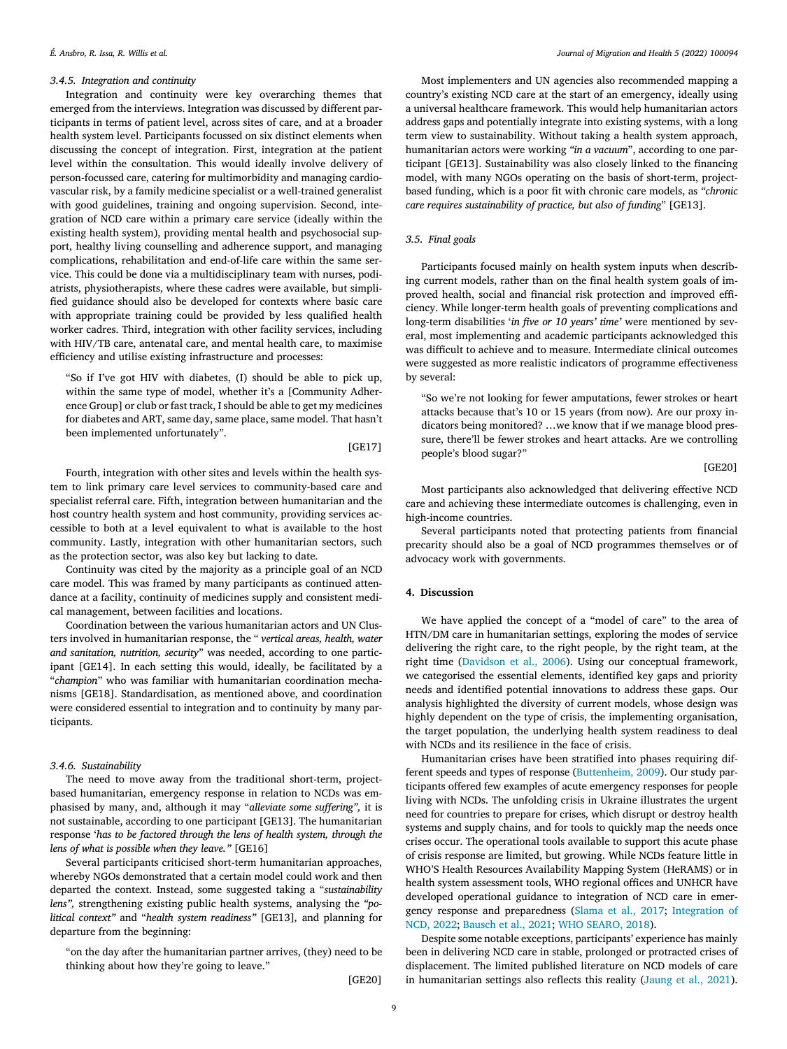#### 3.4.5. Integration and continuity

Integration and continuity were key overarching themes that emerged from the interviews. Integration was discussed by different participants in terms of patient level, across sites of care, and at a broader health system level. Participants focussed on six distinct elements when discussing the concept of integration. First, integration at the patient level within the consultation. This would ideally involve delivery of person-focussed care, catering for multimorbidity and managing cardiovascular risk, by a family medicine specialist or a well-trained generalist with good guidelines, training and ongoing supervision. Second, integration of NCD care within a primary care service (ideally within the existing health system), providing mental health and psychosocial support, healthy living counselling and adherence support, and managing complications, rehabilitation and end-of-life care within the same service. This could be done via a multidisciplinary team with nurses, podiatrists, physiotherapists, where these cadres were available, but simplified guidance should also be developed for contexts where basic care with appropriate training could be provided by less qualified health worker cadres. Third, integration with other facility services, including with HIV/TB care, antenatal care, and mental health care, to maximise efficiency and utilise existing infrastructure and processes:

> "So if I've got HIV with diabetes, (I) should be able to pick up, within the same type of model, whether it's a [Community Adherence Group] or club or fast track, I should be able to get my medicines for diabetes and ART, same day, same place, same model. That hasn't been implemented unfortunately".
>
> [GE17]

Fourth, integration with other sites and levels within the health system to link primary care level services to community-based care and specialist referral care. Fifth, integration between humanitarian and the host country health system and host community, providing services accessible to both at a level equivalent to what is available to the host community. Lastly, integration with other humanitarian sectors, such as the protection sector, was also key but lacking to date.

Continuity was cited by the majority as a principle goal of an NCD care model. This was framed by many participants as continued attendance at a facility, continuity of medicines supply and consistent medical management, between facilities and locations.

Coordination between the various humanitarian actors and UN Clusters involved in humanitarian response, the " *vertical areas, health, water and sanitation, nutrition, security*" was needed, according to one participant [GE14]. In each setting this would, ideally, be facilitated by a "*champion*" who was familiar with humanitarian coordination mechanisms [GE18]. Standardisation, as mentioned above, and coordination were considered essential to integration and to continuity by many participants.

#### 3.4.6. Sustainability

The need to move away from the traditional short-term, project-based humanitarian, emergency response in relation to NCDs was emphasised by many, and, although it may "*alleviate some suffering",* it is not sustainable, according to one participant [GE13]. The humanitarian response '*has to be factored through the lens of health system, through the lens of what is possible when they leave."* [GE16]

Several participants criticised short-term humanitarian approaches, whereby NGOs demonstrated that a certain model could work and then departed the context. Instead, some suggested taking a "*sustainability lens",* strengthening existing public health systems, analysing the *"political context"* and "*health system readiness"* [GE13]*,* and planning for departure from the beginning:

> "on the day after the humanitarian partner arrives, (they) need to be thinking about how they're going to leave."
>
> [GE20]

Most implementers and UN agencies also recommended mapping a country's existing NCD care at the start of an emergency, ideally using a universal healthcare framework. This would help humanitarian actors address gaps and potentially integrate into existing systems, with a long term view to sustainability. Without taking a health system approach, humanitarian actors were working *"in a vacuum*", according to one participant [GE13]. Sustainability was also closely linked to the financing model, with many NGOs operating on the basis of short-term, project-based funding, which is a poor fit with chronic care models, as *"chronic care requires sustainability of practice, but also of funding*" [GE13].

### 3.5. Final goals

Participants focused mainly on health system inputs when describing current models, rather than on the final health system goals of improved health, social and financial risk protection and improved efficiency. While longer-term health goals of preventing complications and long-term disabilities '*in five or 10 years' time'* were mentioned by several, most implementing and academic participants acknowledged this was difficult to achieve and to measure. Intermediate clinical outcomes were suggested as more realistic indicators of programme effectiveness by several:

> "So we're not looking for fewer amputations, fewer strokes or heart attacks because that's 10 or 15 years (from now). Are our proxy indicators being monitored? …we know that if we manage blood pressure, there'll be fewer strokes and heart attacks. Are we controlling people's blood sugar?"
>
> [GE20]

Most participants also acknowledged that delivering effective NCD care and achieving these intermediate outcomes is challenging, even in high-income countries.

Several participants noted that protecting patients from financial precarity should also be a goal of NCD programmes themselves or of advocacy work with governments.

## 4. Discussion

We have applied the concept of a "model of care" to the area of HTN/DM care in humanitarian settings, exploring the modes of service delivering the right care, to the right people, by the right team, at the right time (Davidson et al., 2006). Using our conceptual framework, we categorised the essential elements, identified key gaps and priority needs and identified potential innovations to address these gaps. Our analysis highlighted the diversity of current models, whose design was highly dependent on the type of crisis, the implementing organisation, the target population, the underlying health system readiness to deal with NCDs and its resilience in the face of crisis.

Humanitarian crises have been stratified into phases requiring different speeds and types of response (Buttenheim, 2009). Our study participants offered few examples of acute emergency responses for people living with NCDs. The unfolding crisis in Ukraine illustrates the urgent need for countries to prepare for crises, which disrupt or destroy health systems and supply chains, and for tools to quickly map the needs once crises occur. The operational tools available to support this acute phase of crisis response are limited, but growing. While NCDs feature little in WHO'S Health Resources Availability Mapping System (HeRAMS) or in health system assessment tools, WHO regional offices and UNHCR have developed operational guidance to integration of NCD care in emergency response and preparedness (Slama et al., 2017; Integration of NCD, 2022; Bausch et al., 2021; WHO SEARO, 2018).

Despite some notable exceptions, participants' experience has mainly been in delivering NCD care in stable, prolonged or protracted crises of displacement. The limited published literature on NCD models of care in humanitarian settings also reflects this reality (Jaung et al., 2021).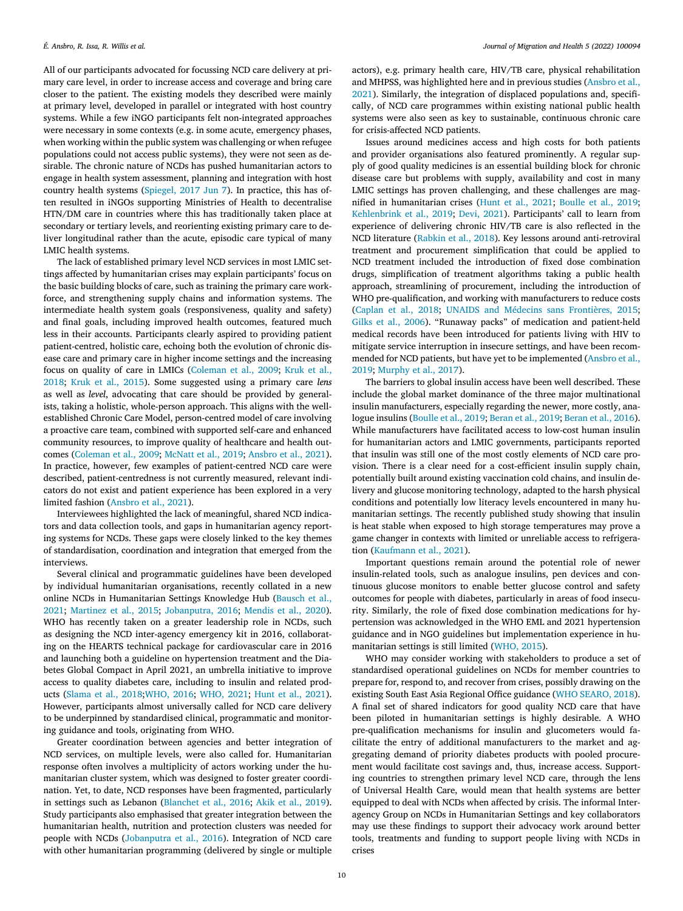All of our participants advocated for focussing NCD care delivery at primary care level, in order to increase access and coverage and bring care closer to the patient. The existing models they described were mainly at primary level, developed in parallel or integrated with host country systems. While a few iNGO participants felt non-integrated approaches were necessary in some contexts (e.g. in some acute, emergency phases, when working within the public system was challenging or when refugee populations could not access public systems), they were not seen as desirable. The chronic nature of NCDs has pushed humanitarian actors to engage in health system assessment, planning and integration with host country health systems (Spiegel, 2017 Jun 7). In practice, this has often resulted in iNGOs supporting Ministries of Health to decentralise HTN/DM care in countries where this has traditionally taken place at secondary or tertiary levels, and reorienting existing primary care to deliver longitudinal rather than the acute, episodic care typical of many LMIC health systems.

The lack of established primary level NCD services in most LMIC settings affected by humanitarian crises may explain participants' focus on the basic building blocks of care, such as training the primary care workforce, and strengthening supply chains and information systems. The intermediate health system goals (responsiveness, quality and safety) and final goals, including improved health outcomes, featured much less in their accounts. Participants clearly aspired to providing patient patient-centred, holistic care, echoing both the evolution of chronic disease care and primary care in higher income settings and the increasing focus on quality of care in LMICs (Coleman et al., 2009; Kruk et al., 2018; Kruk et al., 2015). Some suggested using a primary care *lens* as well as *level*, advocating that care should be provided by generalists, taking a holistic, whole-person approach. This aligns with the well-established Chronic Care Model, person-centred model of care involving a proactive care team, combined with supported self-care and enhanced community resources, to improve quality of healthcare and health outcomes (Coleman et al., 2009; McNatt et al., 2019; Ansbro et al., 2021). In practice, however, few examples of patient-centred NCD care were described, patient-centredness is not currently measured, relevant indicators do not exist and patient experience has been explored in a very limited fashion (Ansbro et al., 2021).

Interviewees highlighted the lack of meaningful, shared NCD indicators and data collection tools, and gaps in humanitarian agency reporting systems for NCDs. These gaps were closely linked to the key themes of standardisation, coordination and integration that emerged from the interviews.

Several clinical and programmatic guidelines have been developed by individual humanitarian organisations, recently collated in a new online NCDs in Humanitarian Settings Knowledge Hub (Bausch et al., 2021; Martinez et al., 2015; Jobanputra, 2016; Mendis et al., 2020). WHO has recently taken on a greater leadership role in NCDs, such as designing the NCD inter-agency emergency kit in 2016, collaborating on the HEARTS technical package for cardiovascular care in 2016 and launching both a guideline on hypertension treatment and the Diabetes Global Compact in April 2021, an umbrella initiative to improve access to quality diabetes care, including to insulin and related products (Slama et al., 2018;WHO, 2016; WHO, 2021; Hunt et al., 2021). However, participants almost universally called for NCD care delivery to be underpinned by standardised clinical, programmatic and monitoring guidance and tools, originating from WHO.

Greater coordination between agencies and better integration of NCD services, on multiple levels, were also called for. Humanitarian response often involves a multiplicity of actors working under the humanitarian cluster system, which was designed to foster greater coordination. Yet, to date, NCD responses have been fragmented, particularly in settings such as Lebanon (Blanchet et al., 2016; Akik et al., 2019). Study participants also emphasised that greater integration between the humanitarian health, nutrition and protection clusters was needed for people with NCDs (Jobanputra et al., 2016). Integration of NCD care with other humanitarian programming (delivered by single or multiple actors), e.g. primary health care, HIV/TB care, physical rehabilitation and MHPSS, was highlighted here and in previous studies (Ansbro et al., 2021). Similarly, the integration of displaced populations and, specifically, of NCD care programmes within existing national public health systems were also seen as key to sustainable, continuous chronic care for crisis-affected NCD patients.

Issues around medicines access and high costs for both patients and provider organisations also featured prominently. A regular supply of good quality medicines is an essential building block for chronic disease care but problems with supply, availability and cost in many LMIC settings has proven challenging, and these challenges are magnified in humanitarian crises (Hunt et al., 2021; Boulle et al., 2019; Kehlenbrink et al., 2019; Devi, 2021). Participants' call to learn from experience of delivering chronic HIV/TB care is also reflected in the NCD literature (Rabkin et al., 2018). Key lessons around anti-retroviral treatment and procurement simplification that could be applied to NCD treatment included the introduction of fixed dose combination drugs, simplification of treatment algorithms taking a public health approach, streamlining of procurement, including the introduction of WHO pre-qualification, and working with manufacturers to reduce costs (Caplan et al., 2018; UNAIDS and Médecins sans Frontières, 2015; Gilks et al., 2006). "Runaway packs" of medication and patient-held medical records have been introduced for patients living with HIV to mitigate service interruption in insecure settings, and have been recommended for NCD patients, but have yet to be implemented (Ansbro et al., 2019; Murphy et al., 2017).

The barriers to global insulin access have been well described. These include the global market dominance of the three major multinational insulin manufacturers, especially regarding the newer, more costly, analogue insulins (Boulle et al., 2019; Beran et al., 2019; Beran et al., 2016). While manufacturers have facilitated access to low-cost human insulin for humanitarian actors and LMIC governments, participants reported that insulin was still one of the most costly elements of NCD care provision. There is a clear need for a cost-efficient insulin supply chain, potentially built around existing vaccination cold chains, and insulin delivery and glucose monitoring technology, adapted to the harsh physical conditions and potentially low literacy levels encountered in many humanitarian settings. The recently published study showing that insulin is heat stable when exposed to high storage temperatures may prove a game changer in contexts with limited or unreliable access to refrigeration (Kaufmann et al., 2021).

Important questions remain around the potential role of newer insulin-related tools, such as analogue insulins, pen devices and continuous glucose monitors to enable better glucose control and safety outcomes for people with diabetes, particularly in areas of food insecurity. Similarly, the role of fixed dose combination medications for hypertension was acknowledged in the WHO EML and 2021 hypertension guidance and in NGO guidelines but implementation experience in humanitarian settings is still limited (WHO, 2015).

WHO may consider working with stakeholders to produce a set of standardised operational guidelines on NCDs for member countries to prepare for, respond to, and recover from crises, possibly drawing on the existing South East Asia Regional Office guidance (WHO SEARO, 2018). A final set of shared indicators for good quality NCD care that have been piloted in humanitarian settings is highly desirable. A WHO pre-qualification mechanisms for insulin and glucometers would facilitate the entry of additional manufacturers to the market and aggregating demand of priority diabetes products with pooled procurement would facilitate cost savings and, thus, increase access. Supporting countries to strengthen primary level NCD care, through the lens of Universal Health Care, would mean that health systems are better equipped to deal with NCDs when affected by crisis. The informal Interagency Group on NCDs in Humanitarian Settings and key collaborators may use these findings to support their advocacy work around better tools, treatments and funding to support people living with NCDs in crises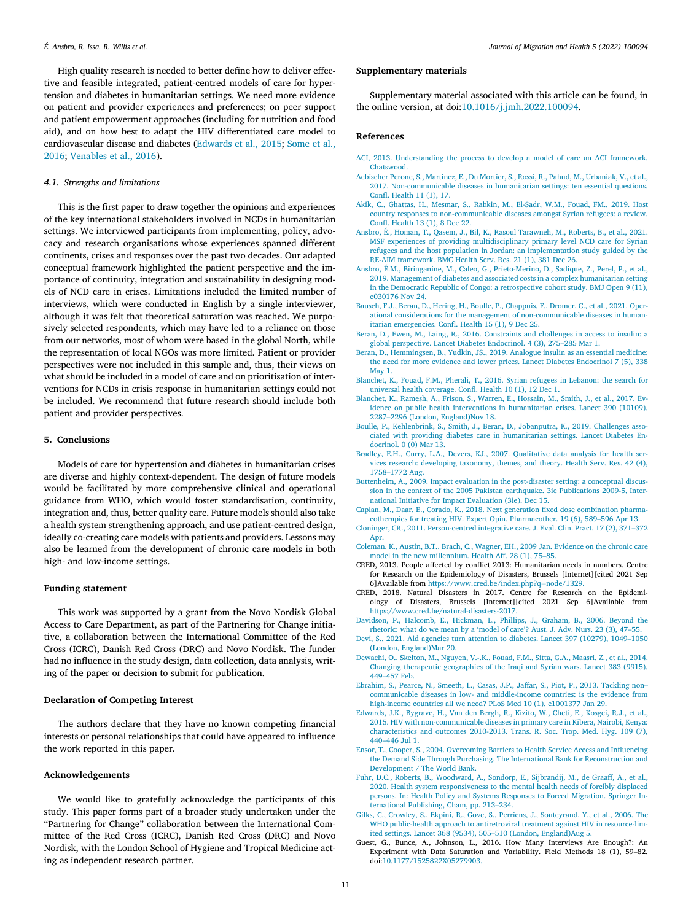High quality research is needed to better define how to deliver effective and feasible integrated, patient-centred models of care for hypertension and diabetes in humanitarian settings. We need more evidence on patient and provider experiences and preferences; on peer support and patient empowerment approaches (including for nutrition and food aid), and on how best to adapt the HIV differentiated care model to cardiovascular disease and diabetes (Edwards et al., 2015; Some et al., 2016; Venables et al., 2016).

### 4.1. Strengths and limitations

This is the first paper to draw together the opinions and experiences of the key international stakeholders involved in NCDs in humanitarian settings. We interviewed participants from implementing, policy, advocacy and research organisations whose experiences spanned different continents, crises and responses over the past two decades. Our adapted conceptual framework highlighted the patient perspective and the importance of continuity, integration and sustainability in designing models of NCD care in crises. Limitations included the limited number of interviews, which were conducted in English by a single interviewer, although it was felt that theoretical saturation was reached. We purposively selected respondents, which may have led to a reliance on those from our networks, most of whom were based in the global North, while the representation of local NGOs was more limited. Patient or provider perspectives were not included in this sample and, thus, their views on what should be included in a model of care and on prioritisation of interventions for NCDs in crisis response in humanitarian settings could not be included. We recommend that future research should include both patient and provider perspectives.

## 5. Conclusions

Models of care for hypertension and diabetes in humanitarian crises are diverse and highly context-dependent. The design of future models would be facilitated by more comprehensive clinical and operational guidance from WHO, which would foster standardisation, continuity, integration and, thus, better quality care. Future models should also take a health system strengthening approach, and use patient-centred design, ideally co-creating care models with patients and providers. Lessons may also be learned from the development of chronic care models in both high- and low-income settings.

## Funding statement

This work was supported by a grant from the Novo Nordisk Global Access to Care Department, as part of the Partnering for Change initiative, a collaboration between the International Committee of the Red Cross (ICRC), Danish Red Cross (DRC) and Novo Nordisk. The funder had no influence in the study design, data collection, data analysis, writing of the paper or decision to submit for publication.

## Declaration of Competing Interest

The authors declare that they have no known competing financial interests or personal relationships that could have appeared to influence the work reported in this paper.

## Acknowledgements

We would like to gratefully acknowledge the participants of this study. This paper forms part of a broader study undertaken under the "Partnering for Change" collaboration between the International Committee of the Red Cross (ICRC), Danish Red Cross (DRC) and Novo Nordisk, with the London School of Hygiene and Tropical Medicine acting as independent research partner.

## Supplementary materials

Supplementary material associated with this article can be found, in the online version, at doi:10.1016/j.jmh.2022.100094.

## References

ACI, 2013. Understanding the process to develop a model of care an ACI framework. Chatswood.

Aebischer Perone, S., Martinez, E., Du Mortier, S., Rossi, R., Pahud, M., Urbaniak, V., et al., 2017. Non-communicable diseases in humanitarian settings: ten essential questions. Confl. Health 11 (1), 17.

Akik, C., Ghattas, H., Mesmar, S., Rabkin, M., El-Sadr, W.M., Fouad, FM., 2019. Host country responses to non-communicable diseases amongst Syrian refugees: a review. Confl. Health 13 (1), 8 Dec 22.

Ansbro, É., Homan, T., Qasem, J., Bil, K., Rasoul Tarawneh, M., Roberts, B., et al., 2021. MSF experiences of providing multidisciplinary primary level NCD care for Syrian refugees and the host population in Jordan: an implementation study guided by the RE-AIM framework. BMC Health Serv. Res. 21 (1), 381 Dec 26.

Ansbro, É.M., Biringanine, M., Caleo, G., Prieto-Merino, D., Sadique, Z., Perel, P., et al., 2019. Management of diabetes and associated costs in a complex humanitarian setting in the Democratic Republic of Congo: a retrospective cohort study. BMJ Open 9 (11), e030176 Nov 24.

Bausch, F.J., Beran, D., Hering, H., Boulle, P., Chappuis, F., Dromer, C., et al., 2021. Operational considerations for the management of non-communicable diseases in humanitarian emergencies. Confl. Health 15 (1), 9 Dec 25.

Beran, D., Ewen, M., Laing, R., 2016. Constraints and challenges in access to insulin: a global perspective. Lancet Diabetes Endocrinol. 4 (3), 275–285 Mar 1.

Beran, D., Hemmingsen, B., Yudkin, JS., 2019. Analogue insulin as an essential medicine: the need for more evidence and lower prices. Lancet Diabetes Endocrinol 7 (5), 338 May 1.

Blanchet, K., Fouad, F.M., Pherali, T., 2016. Syrian refugees in Lebanon: the search for universal health coverage. Confl. Health 10 (1), 12 Dec 1.

Blanchet, K., Ramesh, A., Frison, S., Warren, E., Hossain, M., Smith, J., et al., 2017. Evidence on public health interventions in humanitarian crises. Lancet 390 (10109), 2287–2296 (London, England)Nov 18.

Boulle, P., Kehlenbrink, S., Smith, J., Beran, D., Jobanputra, K., 2019. Challenges associated with providing diabetes care in humanitarian settings. Lancet Diabetes Endocrinol. 0 (0) Mar 13.

Bradley, E.H., Curry, L.A., Devers, KJ., 2007. Qualitative data analysis for health services research: developing taxonomy, themes, and theory. Health Serv. Res. 42 (4), 1758–1772 Aug.

Buttenheim, A., 2009. Impact evaluation in the post-disaster setting: a conceptual discussion in the context of the 2005 Pakistan earthquake. 3ie Publications 2009-5, International Initiative for Impact Evaluation (3ie). Dec 15.

Caplan, M., Daar, E., Corado, K., 2018. Next generation fixed dose combination pharmacotherapies for treating HIV. Expert Opin. Pharmacother. 19 (6), 589–596 Apr 13.

Cloninger, CR., 2011. Person-centred integrative care. J. Eval. Clin. Pract. 17 (2), 371–372 Apr.

Coleman, K., Austin, B.T., Brach, C., Wagner, EH., 2009 Jan. Evidence on the chronic care model in the new millennium. Health Aff. 28 (1), 75–85.

CRED, 2013. People affected by conflict 2013: Humanitarian needs in numbers. Centre for Research on the Epidemiology of Disasters, Brussels [Internet][cited 2021 Sep 6]Available from https://www.cred.be/index.php?q=node/1329.

CRED, 2018. Natural Disasters in 2017. Centre for Research on the Epidemiology of Disasters, Brussels [Internet][cited 2021 Sep 6]Available from https://www.cred.be/natural-disasters-2017.

Davidson, P., Halcomb, E., Hickman, L., Phillips, J., Graham, B., 2006. Beyond the rhetoric: what do we mean by a 'model of care'? Aust. J. Adv. Nurs. 23 (3), 47–55.

Devi, S., 2021. Aid agencies turn attention to diabetes. Lancet 397 (10279), 1049–1050 (London, England)Mar 20.

Dewachi, O., Skelton, M., Nguyen, V.-K., Fouad, F.M., Sitta, G.A., Maasri, Z., et al., 2014. Changing therapeutic geographies of the Iraqi and Syrian wars. Lancet 383 (9915), 449–457 Feb.

Ebrahim, S., Pearce, N., Smeeth, L., Casas, J.P., Jaffar, S., Piot, P., 2013. Tackling non–communicable diseases in low- and middle-income countries: is the evidence from high-income countries all we need? PLoS Med 10 (1), e1001377 Jan 29.

Edwards, J.K., Bygrave, H., Van den Bergh, R., Kizito, W., Cheti, E., Kosgei, R.J., et al., 2015. HIV with non-communicable diseases in primary care in Kibera, Nairobi, Kenya: characteristics and outcomes 2010-2013. Trans. R. Soc. Trop. Med. Hyg. 109 (7), 440–446 Jul 1.

Ensor, T., Cooper, S., 2004. Overcoming Barriers to Health Service Access and Influencing the Demand Side Through Purchasing. The International Bank for Reconstruction and Development / The World Bank.

Fuhr, D.C., Roberts, B., Woodward, A., Sondorp, E., Sijbrandij, M., de Graaff, A., et al., 2020. Health system responsiveness to the mental health needs of forcibly displaced persons. In: Health Policy and Systems Responses to Forced Migration. Springer International Publishing, Cham, pp. 213–234.

Gilks, C., Crowley, S., Ekpini, R., Gove, S., Perriens, J., Souteyrand, Y., et al., 2006. The WHO public-health approach to antiretroviral treatment against HIV in resource-limited settings. Lancet 368 (9534), 505–510 (London, England)Aug 5.

Guest, G., Bunce, A., Johnson, L., 2016. How Many Interviews Are Enough?: An Experiment with Data Saturation and Variability. Field Methods 18 (1), 59–82. doi:10.1177/1525822X05279903.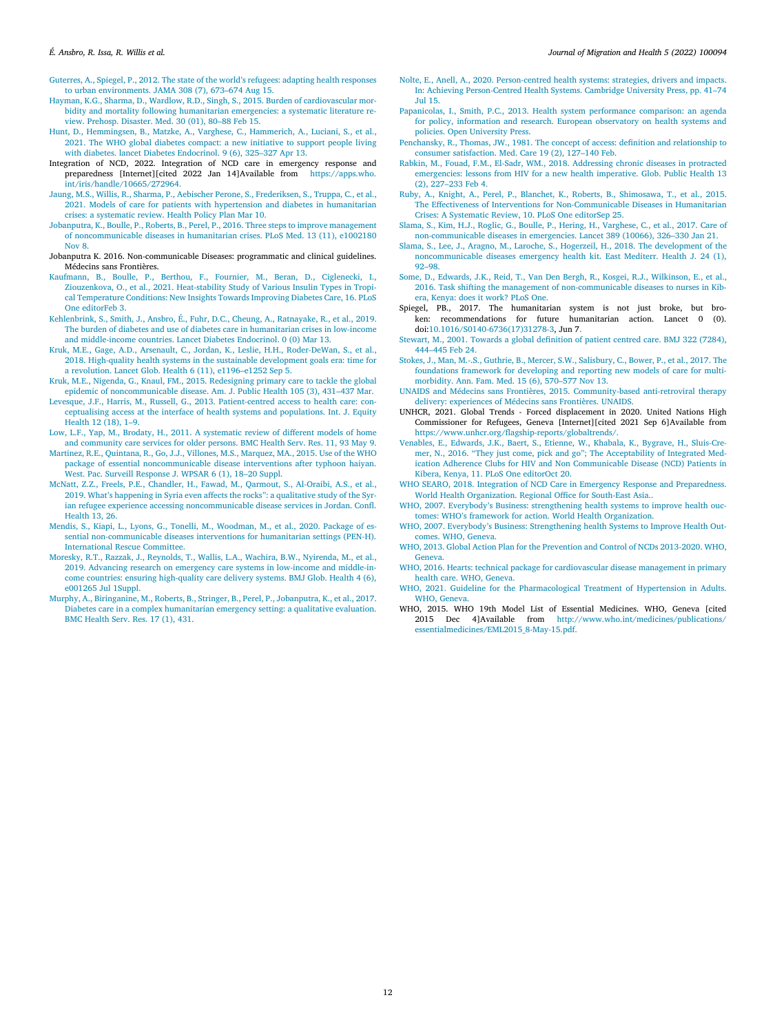Guterres, A., Spiegel, P., 2012. The state of the world's refugees: adapting health responses to urban environments. JAMA 308 (7), 673–674 Aug 15.

Hayman, K.G., Sharma, D., Wardlow, R.D., Singh, S., 2015. Burden of cardiovascular morbidity and mortality following humanitarian emergencies: a systematic literature review. Prehosp. Disaster. Med. 30 (01), 80–88 Feb 15.

Hunt, D., Hemmingsen, B., Matzke, A., Varghese, C., Hammerich, A., Luciani, S., et al., 2021. The WHO global diabetes compact: a new initiative to support people living with diabetes. lancet Diabetes Endocrinol. 9 (6), 325–327 Apr 13.

Integration of NCD, 2022. Integration of NCD care in emergency response and preparedness [Internet][cited 2022 Jan 14]Available from https://apps.who.int/iris/handle/10665/272964.

Jaung, M.S., Willis, R., Sharma, P., Aebischer Perone, S., Frederiksen, S., Truppa, C., et al., 2021. Models of care for patients with hypertension and diabetes in humanitarian crises: a systematic review. Health Policy Plan Mar 10.

Jobanputra, K., Boulle, P., Roberts, B., Perel, P., 2016. Three steps to improve management of noncommunicable diseases in humanitarian crises. PLoS Med. 13 (11), e1002180 Nov 8.

Jobanputra K. 2016. Non-communicable Diseases: programmatic and clinical guidelines. Médecins sans Frontières.

Kaufmann, B., Boulle, P., Berthou, F., Fournier, M., Beran, D., Ciglenecki, I., Ziouzenkova, O., et al., 2021. Heat-stability Study of Various Insulin Types in Tropical Temperature Conditions: New Insights Towards Improving Diabetes Care, 16. PLoS One editorFeb 3.

Kehlenbrink, S., Smith, J., Ansbro, É., Fuhr, D.C., Cheung, A., Ratnayake, R., et al., 2019. The burden of diabetes and use of diabetes care in humanitarian crises in low-income and middle-income countries. Lancet Diabetes Endocrinol. 0 (0) Mar 13.

Kruk, M.E., Gage, A.D., Arsenault, C., Jordan, K., Leslie, H.H., Roder-DeWan, S., et al., 2018. High-quality health systems in the sustainable development goals era: time for a revolution. Lancet Glob. Health 6 (11), e1196–e1252 Sep 5.

Kruk, M.E., Nigenda, G., Knaul, FM., 2015. Redesigning primary care to tackle the global epidemic of noncommunicable disease. Am. J. Public Health 105 (3), 431–437 Mar.

Levesque, J.F., Harris, M., Russell, G., 2013. Patient-centred access to health care: conceptualising access at the interface of health systems and populations. Int. J. Equity Health 12 (18), 1–9.

Low, L.F., Yap, M., Brodaty, H., 2011. A systematic review of different models of home and community care services for older persons. BMC Health Serv. Res. 11, 93 May 9.

Martinez, R.E., Quintana, R., Go, J.J., Villones, M.S., Marquez, MA., 2015. Use of the WHO package of essential noncommunicable disease interventions after typhoon haiyan. West. Pac. Surveill Response J. WPSAR 6 (1), 18–20 Suppl.

McNatt, Z.Z., Freels, P.E., Chandler, H., Fawad, M., Qarmout, S., Al-Oraibi, A.S., et al., 2019. What's happening in Syria even affects the rocks": a qualitative study of the Syrian refugee experience accessing noncommunicable disease services in Jordan. Confl. Health 13, 26.

Mendis, S., Kiapi, L., Lyons, G., Tonelli, M., Woodman, M., et al., 2020. Package of essential non-communicable diseases interventions for humanitarian settings (PEN-H). International Rescue Committee.

Moresky, R.T., Razzak, J., Reynolds, T., Wallis, L.A., Wachira, B.W., Nyirenda, M., et al., 2019. Advancing research on emergency care systems in low-income and middle-income countries: ensuring high-quality care delivery systems. BMJ Glob. Health 4 (6), e001265 Jul 1Suppl.

Murphy, A., Biringanine, M., Roberts, B., Stringer, B., Perel, P., Jobanputra, K., et al., 2017. Diabetes care in a complex humanitarian emergency setting: a qualitative evaluation. BMC Health Serv. Res. 17 (1), 431.

Nolte, E., Anell, A., 2020. Person-centred health systems: strategies, drivers and impacts. In: Achieving Person-Centred Health Systems. Cambridge University Press, pp. 41–74 Jul 15.

Papanicolas, I., Smith, P.C., 2013. Health system performance comparison: an agenda for policy, information and research. European observatory on health systems and policies. Open University Press.

Penchansky, R., Thomas, JW., 1981. The concept of access: definition and relationship to consumer satisfaction. Med. Care 19 (2), 127–140 Feb.

Rabkin, M., Fouad, F.M., El-Sadr, WM., 2018. Addressing chronic diseases in protracted emergencies: lessons from HIV for a new health imperative. Glob. Public Health 13 (2), 227–233 Feb 4.

Ruby, A., Knight, A., Perel, P., Blanchet, K., Roberts, B., Shimosawa, T., et al., 2015. The Effectiveness of Interventions for Non-Communicable Diseases in Humanitarian Crises: A Systematic Review, 10. PLoS One editorSep 25.

Slama, S., Kim, H.J., Roglic, G., Boulle, P., Hering, H., Varghese, C., et al., 2017. Care of non-communicable diseases in emergencies. Lancet 389 (10066), 326–330 Jan 21.

Slama, S., Lee, J., Aragno, M., Laroche, S., Hogerzeil, H., 2018. The development of the noncommunicable diseases emergency health kit. East Mediterr. Health J. 24 (1), 92–98.

Some, D., Edwards, J.K., Reid, T., Van Den Bergh, R., Kosgei, R.J., Wilkinson, E., et al., 2016. Task shifting the management of non-communicable diseases to nurses in Kibera, Kenya: does it work? PLoS One.

Spiegel, PB., 2017. The humanitarian system is not just broke, but broken: recommendations for future humanitarian action. Lancet 0 (0). doi:10.1016/S0140-6736(17)31278-3, Jun 7.

Stewart, M., 2001. Towards a global definition of patient centred care. BMJ 322 (7284), 444–445 Feb 24.

Stokes, J., Man, M.-.S., Guthrie, B., Mercer, S.W., Salisbury, C., Bower, P., et al., 2017. The foundations framework for developing and reporting new models of care for multimorbidity. Ann. Fam. Med. 15 (6), 570–577 Nov 13.

UNAIDS and Médecins sans Frontières, 2015. Community-based anti-retroviral therapy delivery: experiences of Médecins sans Frontières. UNAIDS.

UNHCR, 2021. Global Trends - Forced displacement in 2020. United Nations High Commissioner for Refugees, Geneva [Internet][cited 2021 Sep 6]Available from https://www.unhcr.org/flagship-reports/globaltrends/.

Venables, E., Edwards, J.K., Baert, S., Etienne, W., Khabala, K., Bygrave, H., Sluis-Cremer, N., 2016. "They just come, pick and go"; The Acceptability of Integrated Medication Adherence Clubs for HIV and Non Communicable Disease (NCD) Patients in Kibera, Kenya, 11. PLoS One editorOct 20.

WHO SEARO, 2018. Integration of NCD Care in Emergency Response and Preparedness. World Health Organization. Regional Office for South-East Asia..

WHO, 2007. Everybody's Business: strengthening health systems to improve health outcomes: WHO's framework for action. World Health Organization.

WHO, 2007. Everybody's Business: Strengthening health Systems to Improve Health Outcomes. WHO, Geneva.

WHO, 2013. Global Action Plan for the Prevention and Control of NCDs 2013-2020. WHO, Geneva.

WHO, 2016. Hearts: technical package for cardiovascular disease management in primary health care. WHO, Geneva.

WHO, 2021. Guideline for the Pharmacological Treatment of Hypertension in Adults. WHO, Geneva.

WHO, 2015. WHO 19th Model List of Essential Medicines. WHO, Geneva [cited 2015 Dec 4]Available from http://www.who.int/medicines/publications/essentialmedicines/EML2015_8-May-15.pdf.